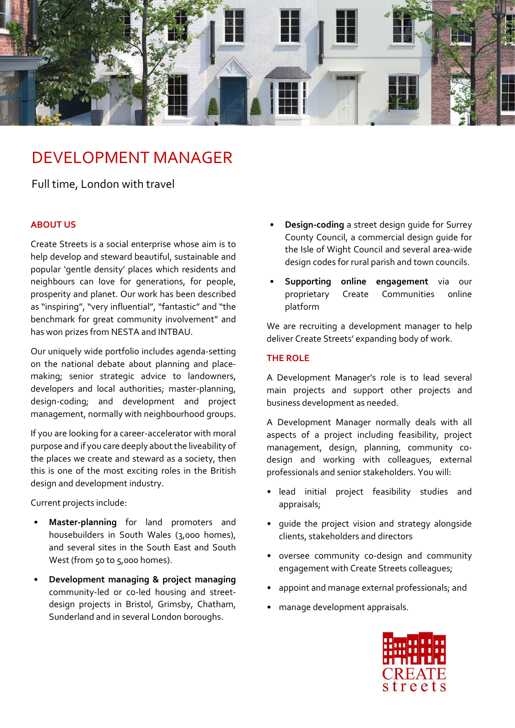# DEVELOPMENT MANAGER

Full time, London with travel

## ABOUT US

Create Streets is a social enterprise whose aim is to help develop and steward beautiful, sustainable and popular 'gentle density' places which residents and neighbours can love for generations, for people, prosperity and planet. Our work has been described as "inspiring", "very influential", "fantastic" and "the benchmark for great community involvement" and has won prizes from NESTA and INTBAU.

Our uniquely wide portfolio includes agenda-setting on the national debate about planning and place-making; senior strategic advice to landowners, developers and local authorities; master-planning, design-coding; and development and project management, normally with neighbourhood groups.

If you are looking for a career-accelerator with moral purpose and if you care deeply about the liveability of the places we create and steward as a society, then this is one of the most exciting roles in the British design and development industry.

Current projects include:

- **Master-planning** for land promoters and housebuilders in South Wales (3,000 homes), and several sites in the South East and South West (from 50 to 5,000 homes).
- **Development managing & project managing** community-led or co-led housing and street-design projects in Bristol, Grimsby, Chatham, Sunderland and in several London boroughs.
- **Design-coding** a street design guide for Surrey County Council, a commercial design guide for the Isle of Wight Council and several area-wide design codes for rural parish and town councils.
- **Supporting online engagement** via our proprietary Create Communities online platform

We are recruiting a development manager to help deliver Create Streets' expanding body of work.

## THE ROLE

A Development Manager's role is to lead several main projects and support other projects and business development as needed.

A Development Manager normally deals with all aspects of a project including feasibility, project management, design, planning, community co-design and working with colleagues, external professionals and senior stakeholders. You will:

- lead initial project feasibility studies and appraisals;
- guide the project vision and strategy alongside clients, stakeholders and directors
- oversee community co-design and community engagement with Create Streets colleagues;
- appoint and manage external professionals; and
- manage development appraisals.

CREATE streets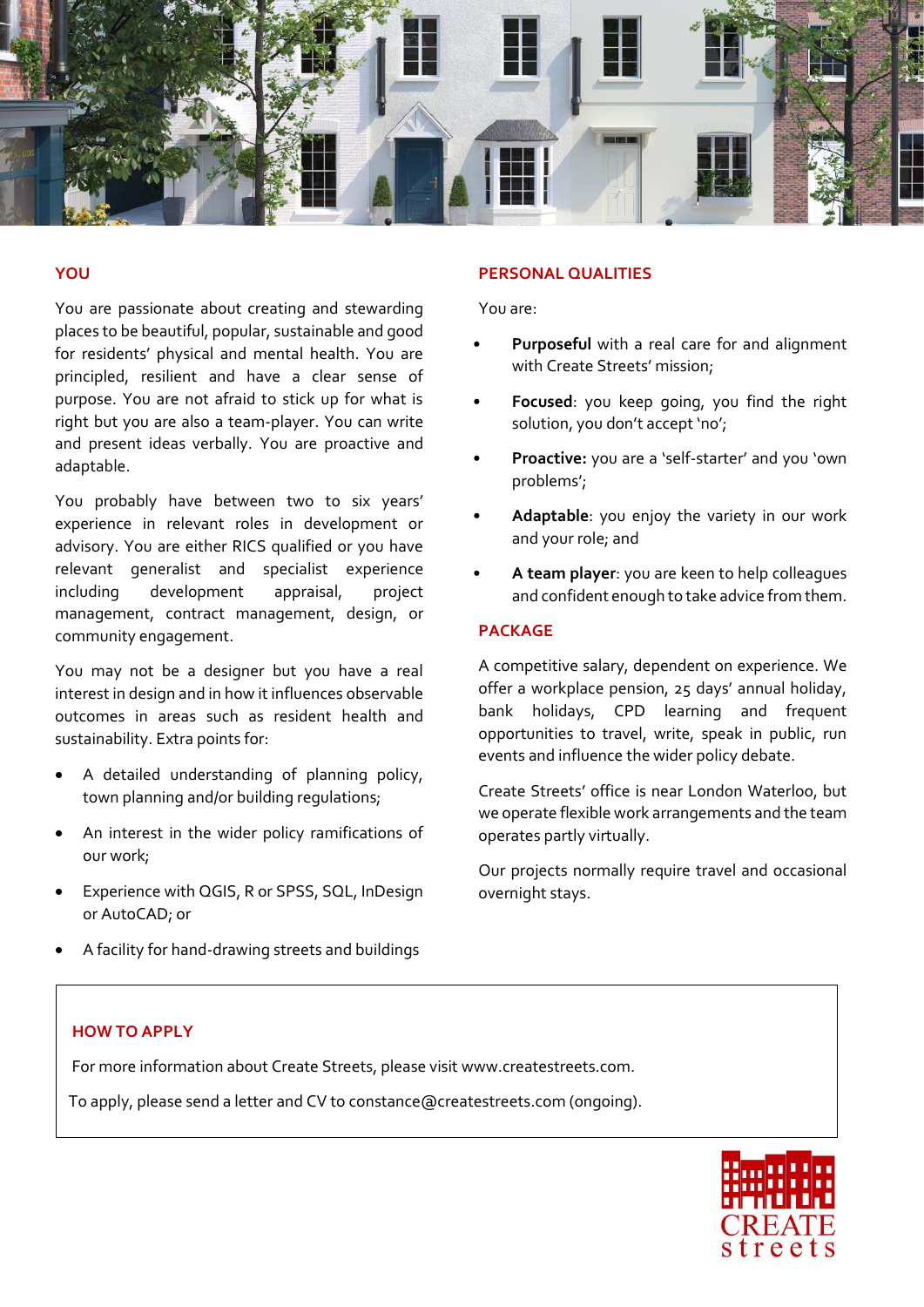## YOU

You are passionate about creating and stewarding places to be beautiful, popular, sustainable and good for residents' physical and mental health. You are principled, resilient and have a clear sense of purpose. You are not afraid to stick up for what is right but you are also a team-player. You can write and present ideas verbally. You are proactive and adaptable.

You probably have between two to six years' experience in relevant roles in development or advisory. You are either RICS qualified or you have relevant generalist and specialist experience including development appraisal, project management, contract management, design, or community engagement.

You may not be a designer but you have a real interest in design and in how it influences observable outcomes in areas such as resident health and sustainability. Extra points for:

- A detailed understanding of planning policy, town planning and/or building regulations;
- An interest in the wider policy ramifications of our work;
- Experience with QGIS, R or SPSS, SQL, InDesign or AutoCAD; or
- A facility for hand-drawing streets and buildings

## PERSONAL QUALITIES

You are:

- **Purposeful** with a real care for and alignment with Create Streets' mission;
- **Focused**: you keep going, you find the right solution, you don't accept 'no';
- **Proactive:** you are a 'self-starter' and you 'own problems';
- **Adaptable**: you enjoy the variety in our work and your role; and
- **A team player**: you are keen to help colleagues and confident enough to take advice from them.

## PACKAGE

A competitive salary, dependent on experience. We offer a workplace pension, 25 days' annual holiday, bank holidays, CPD learning and frequent opportunities to travel, write, speak in public, run events and influence the wider policy debate.

Create Streets' office is near London Waterloo, but we operate flexible work arrangements and the team operates partly virtually.

Our projects normally require travel and occasional overnight stays.

## HOW TO APPLY

For more information about Create Streets, please visit www.createstreets.com.

To apply, please send a letter and CV to constance@createstreets.com (ongoing).

CREATE streets